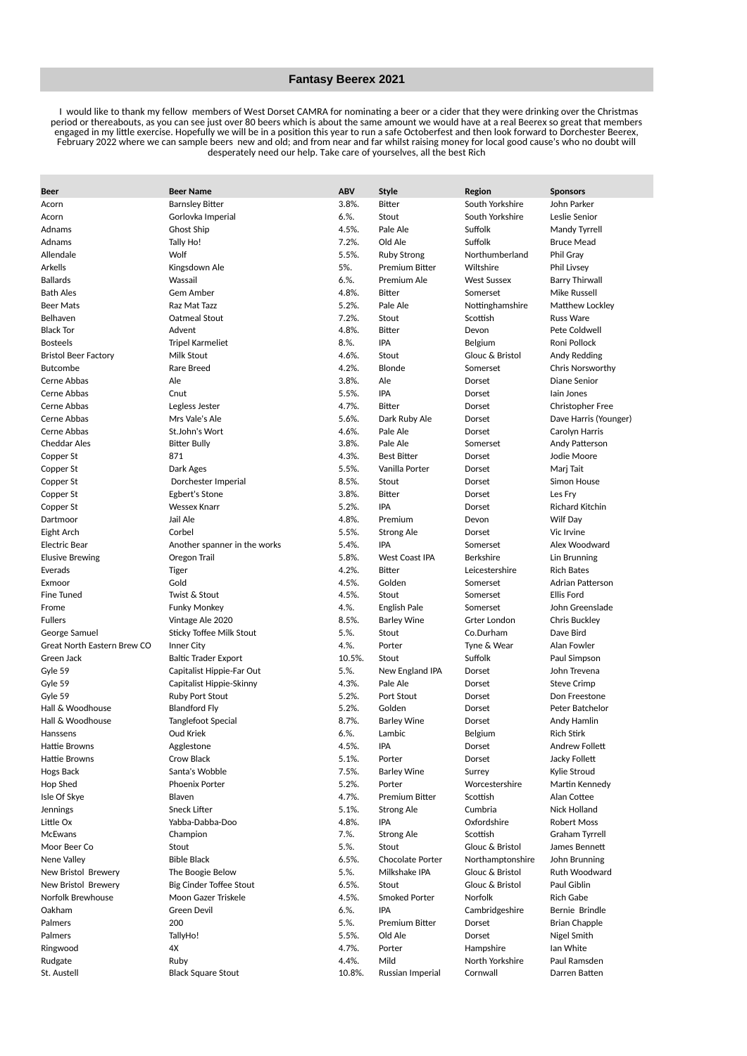# Fantasy Beerex 2021

I would like to thank my fellow members of West Dorset CAMRA for nominating a beer or a cider that they were drinking over the Christmas period or thereabouts, as you can see just over 80 beers which is about the same amount we would have at a real Beerex so great that members engaged in my little exercise. Hopefully we will be in a position this year to run a safe Octoberfest and then look forward to Dorchester Beerex, February 2022 where we can sample beers new and old; and from near and far whilst raising money for local good cause's who no doubt will desperately need our help. Take care of yourselves, all the best Rich

| Beer | Beer Name | ABV | Style | Region | Sponsors |
|---|---|---|---|---|---|
| Acorn | Barnsley Bitter | 3.8%. | Bitter | South Yorkshire | John Parker |
| Acorn | Gorlovka Imperial | 6.%. | Stout | South Yorkshire | Leslie Senior |
| Adnams | Ghost Ship | 4.5%. | Pale Ale | Suffolk | Mandy Tyrrell |
| Adnams | Tally Ho! | 7.2%. | Old Ale | Suffolk | Bruce Mead |
| Allendale | Wolf | 5.5%. | Ruby Strong | Northumberland | Phil Gray |
| Arkells | Kingsdown Ale | 5%. | Premium Bitter | Wiltshire | Phil Livsey |
| Ballards | Wassail | 6.%. | Premium Ale | West Sussex | Barry Thirwall |
| Bath Ales | Gem Amber | 4.8%. | Bitter | Somerset | Mike Russell |
| Beer Mats | Raz Mat Tazz | 5.2%. | Pale Ale | Nottinghamshire | Matthew Lockley |
| Belhaven | Oatmeal Stout | 7.2%. | Stout | Scottish | Russ Ware |
| Black Tor | Advent | 4.8%. | Bitter | Devon | Pete Coldwell |
| Bosteels | Tripel Karmeliet | 8.%. | IPA | Belgium | Roni Pollock |
| Bristol Beer Factory | Milk Stout | 4.6%. | Stout | Glouc & Bristol | Andy Redding |
| Butcombe | Rare Breed | 4.2%. | Blonde | Somerset | Chris Norsworthy |
| Cerne Abbas | Ale | 3.8%. | Ale | Dorset | Diane Senior |
| Cerne Abbas | Cnut | 5.5%. | IPA | Dorset | Iain Jones |
| Cerne Abbas | Legless Jester | 4.7%. | Bitter | Dorset | Christopher Free |
| Cerne Abbas | Mrs Vale's Ale | 5.6%. | Dark Ruby Ale | Dorset | Dave Harris (Younger) |
| Cerne Abbas | St.John's Wort | 4.6%. | Pale Ale | Dorset | Carolyn Harris |
| Cheddar Ales | Bitter Bully | 3.8%. | Pale Ale | Somerset | Andy Patterson |
| Copper St | 871 | 4.3%. | Best Bitter | Dorset | Jodie Moore |
| Copper St | Dark Ages | 5.5%. | Vanilla Porter | Dorset | Marj Tait |
| Copper St | Dorchester Imperial | 8.5%. | Stout | Dorset | Simon House |
| Copper St | Egbert's Stone | 3.8%. | Bitter | Dorset | Les Fry |
| Copper St | Wessex Knarr | 5.2%. | IPA | Dorset | Richard Kitchin |
| Dartmoor | Jail Ale | 4.8%. | Premium | Devon | Wilf Day |
| Eight Arch | Corbel | 5.5%. | Strong Ale | Dorset | Vic Irvine |
| Electric Bear | Another spanner in the works | 5.4%. | IPA | Somerset | Alex Woodward |
| Elusive Brewing | Oregon Trail | 5.8%. | West Coast IPA | Berkshire | Lin Brunning |
| Everads | Tiger | 4.2%. | Bitter | Leicestershire | Rich Bates |
| Exmoor | Gold | 4.5%. | Golden | Somerset | Adrian Patterson |
| Fine Tuned | Twist & Stout | 4.5%. | Stout | Somerset | Ellis Ford |
| Frome | Funky Monkey | 4.%. | English Pale | Somerset | John Greenslade |
| Fullers | Vintage Ale 2020 | 8.5%. | Barley Wine | Grter London | Chris Buckley |
| George Samuel | Sticky Toffee Milk Stout | 5.%. | Stout | Co.Durham | Dave Bird |
| Great North Eastern Brew CO | Inner City | 4.%. | Porter | Tyne & Wear | Alan Fowler |
| Green Jack | Baltic Trader Export | 10.5%. | Stout | Suffolk | Paul Simpson |
| Gyle 59 | Capitalist Hippie-Far Out | 5.%. | New England IPA | Dorset | John Trevena |
| Gyle 59 | Capitalist Hippie-Skinny | 4.3%. | Pale Ale | Dorset | Steve Crimp |
| Gyle 59 | Ruby Port Stout | 5.2%. | Port Stout | Dorset | Don Freestone |
| Hall & Woodhouse | Blandford Fly | 5.2%. | Golden | Dorset | Peter Batchelor |
| Hall & Woodhouse | Tanglefoot Special | 8.7%. | Barley Wine | Dorset | Andy Hamlin |
| Hanssens | Oud Kriek | 6.%. | Lambic | Belgium | Rich Stirk |
| Hattie Browns | Agglestone | 4.5%. | IPA | Dorset | Andrew Follett |
| Hattie Browns | Crow Black | 5.1%. | Porter | Dorset | Jacky Follett |
| Hogs Back | Santa's Wobble | 7.5%. | Barley Wine | Surrey | Kylie Stroud |
| Hop Shed | Phoenix Porter | 5.2%. | Porter | Worcestershire | Martin Kennedy |
| Isle Of Skye | Blaven | 4.7%. | Premium Bitter | Scottish | Alan Cottee |
| Jennings | Sneck Lifter | 5.1%. | Strong Ale | Cumbria | Nick Holland |
| Little Ox | Yabba-Dabba-Doo | 4.8%. | IPA | Oxfordshire | Robert Moss |
| McEwans | Champion | 7.%. | Strong Ale | Scottish | Graham Tyrrell |
| Moor Beer Co | Stout | 5.%. | Stout | Glouc & Bristol | James Bennett |
| Nene Valley | Bible Black | 6.5%. | Chocolate Porter | Northamptonshire | John Brunning |
| New Bristol Brewery | The Boogie Below | 5.%. | Milkshake IPA | Glouc & Bristol | Ruth Woodward |
| New Bristol Brewery | Big Cinder Toffee Stout | 6.5%. | Stout | Glouc & Bristol | Paul Giblin |
| Norfolk Brewhouse | Moon Gazer Triskele | 4.5%. | Smoked Porter | Norfolk | Rich Gabe |
| Oakham | Green Devil | 6.%. | IPA | Cambridgeshire | Bernie Brindle |
| Palmers | 200 | 5.%. | Premium Bitter | Dorset | Brian Chapple |
| Palmers | TallyHo! | 5.5%. | Old Ale | Dorset | Nigel Smith |
| Ringwood | 4X | 4.7%. | Porter | Hampshire | Ian White |
| Rudgate | Ruby | 4.4%. | Mild | North Yorkshire | Paul Ramsden |
| St. Austell | Black Square Stout | 10.8%. | Russian Imperial | Cornwall | Darren Batten |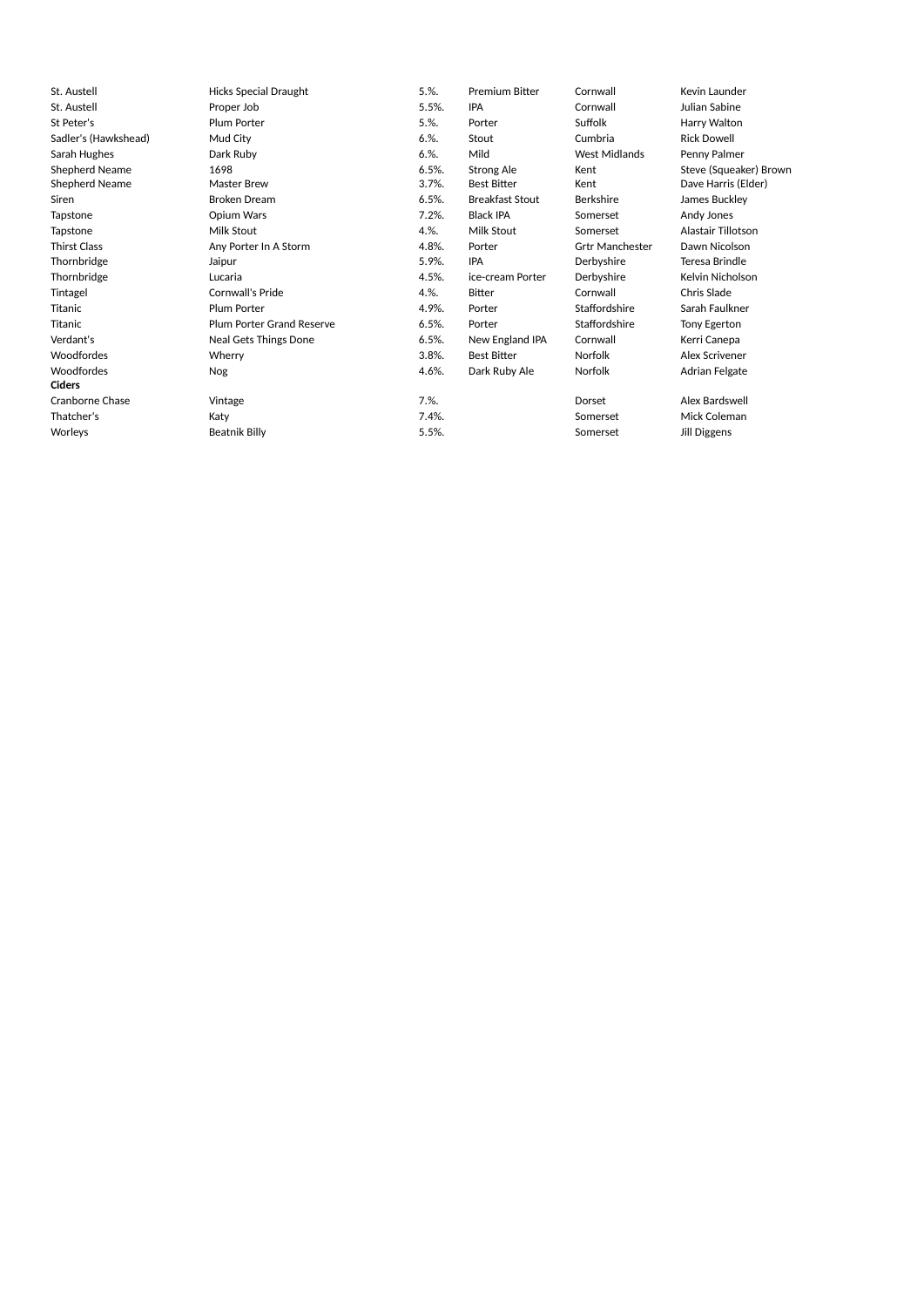| | | | | | |
|---|---|---|---|---|---|
| St. Austell | Hicks Special Draught | 5.%. | Premium Bitter | Cornwall | Kevin Launder |
| St. Austell | Proper Job | 5.5%. | IPA | Cornwall | Julian Sabine |
| St Peter's | Plum Porter | 5.%. | Porter | Suffolk | Harry Walton |
| Sadler's (Hawkshead) | Mud City | 6.%. | Stout | Cumbria | Rick Dowell |
| Sarah Hughes | Dark Ruby | 6.%. | Mild | West Midlands | Penny Palmer |
| Shepherd Neame | 1698 | 6.5%. | Strong Ale | Kent | Steve (Squeaker) Brown |
| Shepherd Neame | Master Brew | 3.7%. | Best Bitter | Kent | Dave Harris (Elder) |
| Siren | Broken Dream | 6.5%. | Breakfast Stout | Berkshire | James Buckley |
| Tapstone | Opium Wars | 7.2%. | Black IPA | Somerset | Andy Jones |
| Tapstone | Milk Stout | 4.%. | Milk Stout | Somerset | Alastair Tillotson |
| Thirst Class | Any Porter In A Storm | 4.8%. | Porter | Grtr Manchester | Dawn Nicolson |
| Thornbridge | Jaipur | 5.9%. | IPA | Derbyshire | Teresa Brindle |
| Thornbridge | Lucaria | 4.5%. | ice-cream Porter | Derbyshire | Kelvin Nicholson |
| Tintagel | Cornwall's Pride | 4.%. | Bitter | Cornwall | Chris Slade |
| Titanic | Plum Porter | 4.9%. | Porter | Staffordshire | Sarah Faulkner |
| Titanic | Plum Porter Grand Reserve | 6.5%. | Porter | Staffordshire | Tony Egerton |
| Verdant's | Neal Gets Things Done | 6.5%. | New England IPA | Cornwall | Kerri Canepa |
| Woodfordes | Wherry | 3.8%. | Best Bitter | Norfolk | Alex Scrivener |
| Woodfordes | Nog | 4.6%. | Dark Ruby Ale | Norfolk | Adrian Felgate |
| **Ciders** | | | | | |
| Cranborne Chase | Vintage | 7.%. | | Dorset | Alex Bardswell |
| Thatcher's | Katy | 7.4%. | | Somerset | Mick Coleman |
| Worleys | Beatnik Billy | 5.5%. | | Somerset | Jill Diggens |